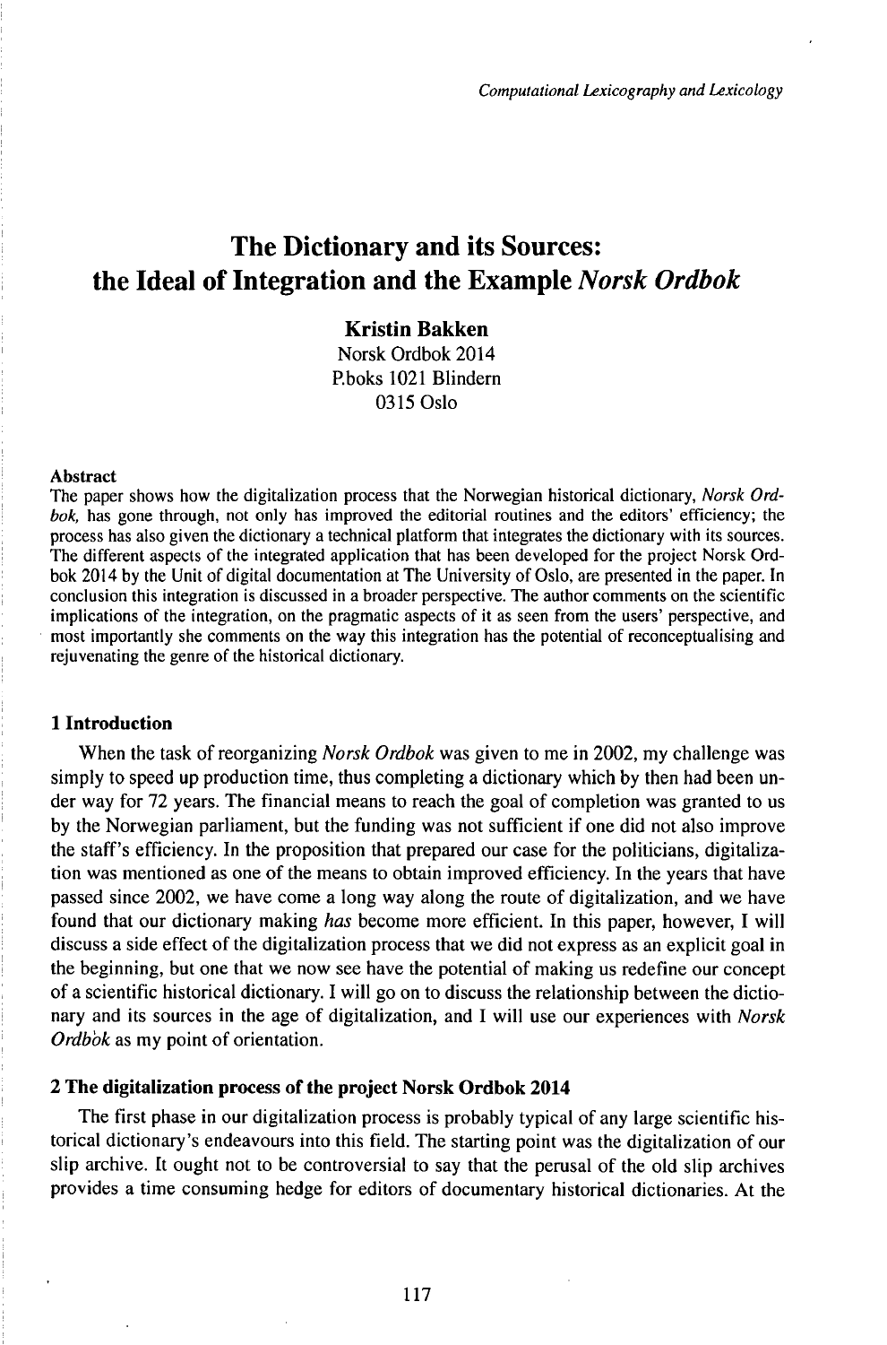# The Dictionary and its Sources: the Ideal of Integration and the Example *Norsk Ordbok*

**Kristin Bakken**
Norsk Ordbok 2014
P.boks 1021 Blindern
0315 Oslo

**Abstract**
The paper shows how the digitalization process that the Norwegian historical dictionary, *Norsk Ordbok,* has gone through, not only has improved the editorial routines and the editors' efficiency; the process has also given the dictionary a technical platform that integrates the dictionary with its sources. The different aspects of the integrated application that has been developed for the project Norsk Ordbok 2014 by the Unit of digital documentation at The University of Oslo, are presented in the paper. In conclusion this integration is discussed in a broader perspective. The author comments on the scientific implications of the integration, on the pragmatic aspects of it as seen from the users' perspective, and most importantly she comments on the way this integration has the potential of reconceptualising and rejuvenating the genre of the historical dictionary.

## 1 Introduction

When the task of reorganizing *Norsk Ordbok* was given to me in 2002, my challenge was simply to speed up production time, thus completing a dictionary which by then had been under way for 72 years. The financial means to reach the goal of completion was granted to us by the Norwegian parliament, but the funding was not sufficient if one did not also improve the staff's efficiency. In the proposition that prepared our case for the politicians, digitalization was mentioned as one of the means to obtain improved efficiency. In the years that have passed since 2002, we have come a long way along the route of digitalization, and we have found that our dictionary making *has* become more efficient. In this paper, however, I will discuss a side effect of the digitalization process that we did not express as an explicit goal in the beginning, but one that we now see have the potential of making us redefine our concept of a scientific historical dictionary. I will go on to discuss the relationship between the dictionary and its sources in the age of digitalization, and I will use our experiences with *Norsk Ordbok* as my point of orientation.

## 2 The digitalization process of the project Norsk Ordbok 2014

The first phase in our digitalization process is probably typical of any large scientific historical dictionary's endeavours into this field. The starting point was the digitalization of our slip archive. It ought not to be controversial to say that the perusal of the old slip archives provides a time consuming hedge for editors of documentary historical dictionaries. At the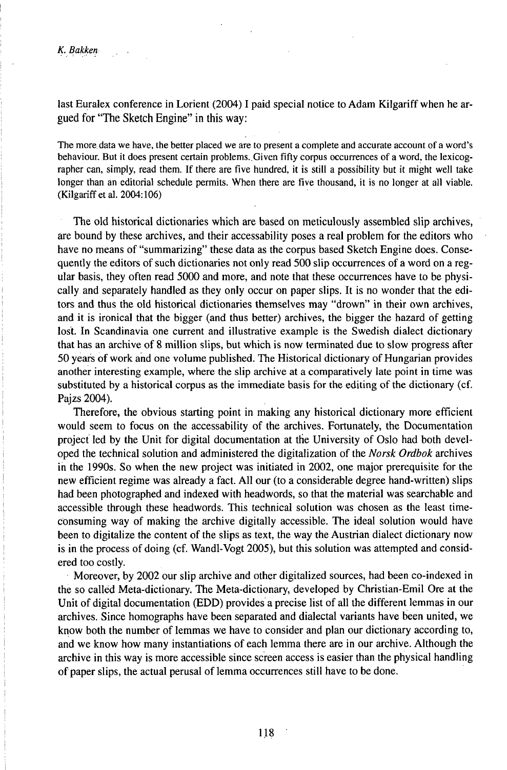last Euralex conference in Lorient (2004) I paid special notice to Adam Kilgariff when he argued for "The Sketch Engine" in this way:

> The more data we have, the better placed we are to present a complete and accurate account of a word's behaviour. But it does present certain problems. Given fifty corpus occurrences of a word, the lexicographer can, simply, read them. If there are five hundred, it is still a possibility but it might well take longer than an editorial schedule permits. When there are five thousand, it is no longer at all viable. (Kilgariff et al. 2004:106)

The old historical dictionaries which are based on meticulously assembled slip archives, are bound by these archives, and their accessability poses a real problem for the editors who have no means of "summarizing" these data as the corpus based Sketch Engine does. Consequently the editors of such dictionaries not only read 500 slip occurrences of a word on a regular basis, they often read 5000 and more, and note that these occurrences have to be physically and separately handled as they only occur on paper slips. It is no wonder that the editors and thus the old historical dictionaries themselves may "drown" in their own archives, and it is ironical that the bigger (and thus better) archives, the bigger the hazard of getting lost. In Scandinavia one current and illustrative example is the Swedish dialect dictionary that has an archive of 8 million slips, but which is now terminated due to slow progress after 50 years of work and one volume published. The Historical dictionary of Hungarian provides another interesting example, where the slip archive at a comparatively late point in time was substituted by a historical corpus as the immediate basis for the editing of the dictionary (cf. Pajzs 2004).

Therefore, the obvious starting point in making any historical dictionary more efficient would seem to focus on the accessability of the archives. Fortunately, the Documentation project led by the Unit for digital documentation at the University of Oslo had both developed the technical solution and administered the digitalization of the *Norsk Ordbok* archives in the 1990s. So when the new project was initiated in 2002, one major prerequisite for the new efficient regime was already a fact. All our (to a considerable degree hand-written) slips had been photographed and indexed with headwords, so that the material was searchable and accessible through these headwords. This technical solution was chosen as the least time-consuming way of making the archive digitally accessible. The ideal solution would have been to digitalize the content of the slips as text, the way the Austrian dialect dictionary now is in the process of doing (cf. Wandl-Vogt 2005), but this solution was attempted and considered too costly.

Moreover, by 2002 our slip archive and other digitalized sources, had been co-indexed in the so called Meta-dictionary. The Meta-dictionary, developed by Christian-Emil Ore at the Unit of digital documentation (EDD) provides a precise list of all the different lemmas in our archives. Since homographs have been separated and dialectal variants have been united, we know both the number of lemmas we have to consider and plan our dictionary according to, and we know how many instantiations of each lemma there are in our archive. Although the archive in this way is more accessible since screen access is easier than the physical handling of paper slips, the actual perusal of lemma occurrences still have to be done.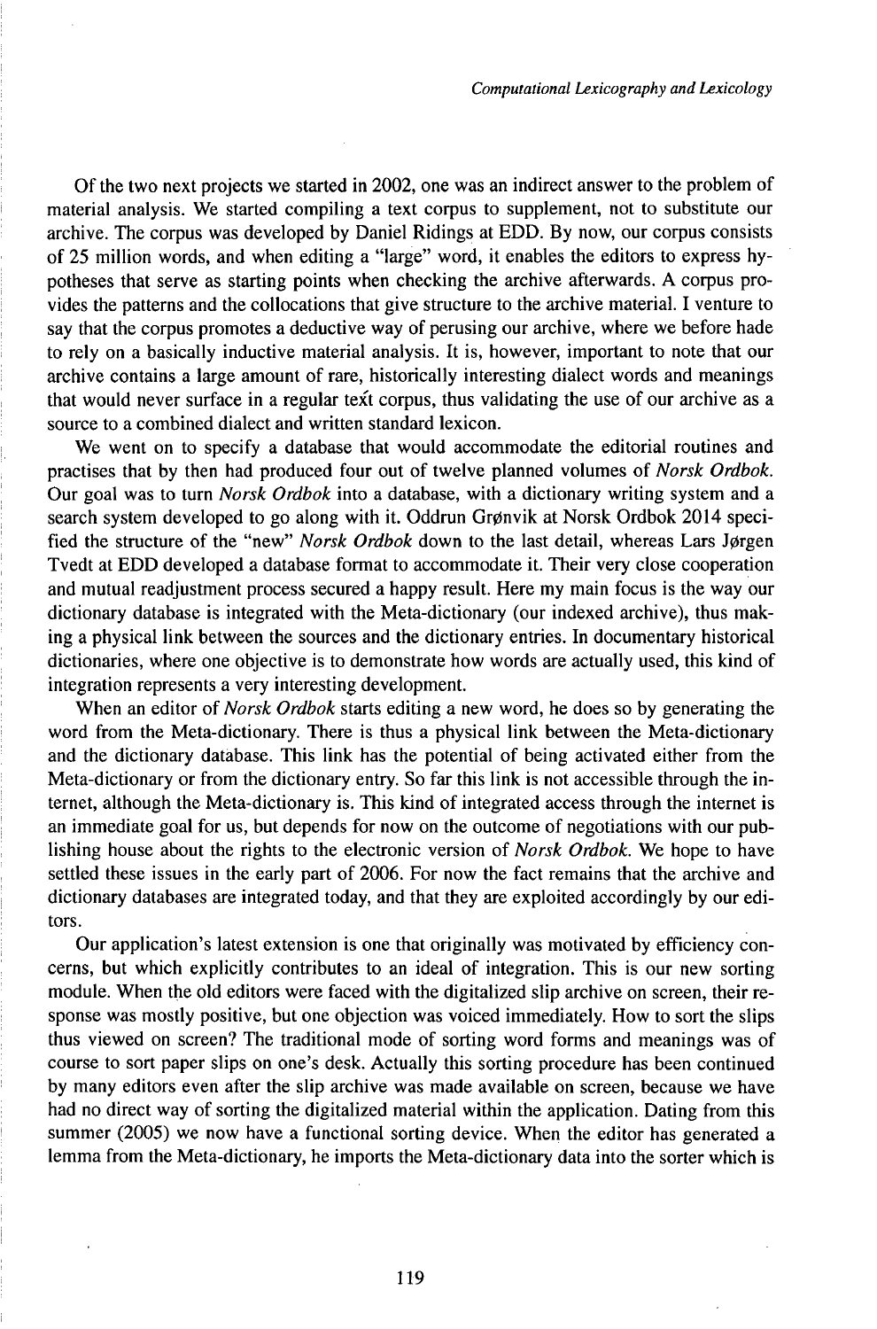Of the two next projects we started in 2002, one was an indirect answer to the problem of material analysis. We started compiling a text corpus to supplement, not to substitute our archive. The corpus was developed by Daniel Ridings at EDD. By now, our corpus consists of 25 million words, and when editing a "large" word, it enables the editors to express hypotheses that serve as starting points when checking the archive afterwards. A corpus provides the patterns and the collocations that give structure to the archive material. I venture to say that the corpus promotes a deductive way of perusing our archive, where we before hade to rely on a basically inductive material analysis. It is, however, important to note that our archive contains a large amount of rare, historically interesting dialect words and meanings that would never surface in a regular text corpus, thus validating the use of our archive as a source to a combined dialect and written standard lexicon.

We went on to specify a database that would accommodate the editorial routines and practises that by then had produced four out of twelve planned volumes of *Norsk Ordbok*. Our goal was to turn *Norsk Ordbok* into a database, with a dictionary writing system and a search system developed to go along with it. Oddrun Grønvik at Norsk Ordbok 2014 specified the structure of the "new" *Norsk Ordbok* down to the last detail, whereas Lars Jørgen Tvedt at EDD developed a database format to accommodate it. Their very close cooperation and mutual readjustment process secured a happy result. Here my main focus is the way our dictionary database is integrated with the Meta-dictionary (our indexed archive), thus making a physical link between the sources and the dictionary entries. In documentary historical dictionaries, where one objective is to demonstrate how words are actually used, this kind of integration represents a very interesting development.

When an editor of *Norsk Ordbok* starts editing a new word, he does so by generating the word from the Meta-dictionary. There is thus a physical link between the Meta-dictionary and the dictionary database. This link has the potential of being activated either from the Meta-dictionary or from the dictionary entry. So far this link is not accessible through the internet, although the Meta-dictionary is. This kind of integrated access through the internet is an immediate goal for us, but depends for now on the outcome of negotiations with our publishing house about the rights to the electronic version of *Norsk Ordbok*. We hope to have settled these issues in the early part of 2006. For now the fact remains that the archive and dictionary databases are integrated today, and that they are exploited accordingly by our editors.

Our application's latest extension is one that originally was motivated by efficiency concerns, but which explicitly contributes to an ideal of integration. This is our new sorting module. When the old editors were faced with the digitalized slip archive on screen, their response was mostly positive, but one objection was voiced immediately. How to sort the slips thus viewed on screen? The traditional mode of sorting word forms and meanings was of course to sort paper slips on one's desk. Actually this sorting procedure has been continued by many editors even after the slip archive was made available on screen, because we have had no direct way of sorting the digitalized material within the application. Dating from this summer (2005) we now have a functional sorting device. When the editor has generated a lemma from the Meta-dictionary, he imports the Meta-dictionary data into the sorter which is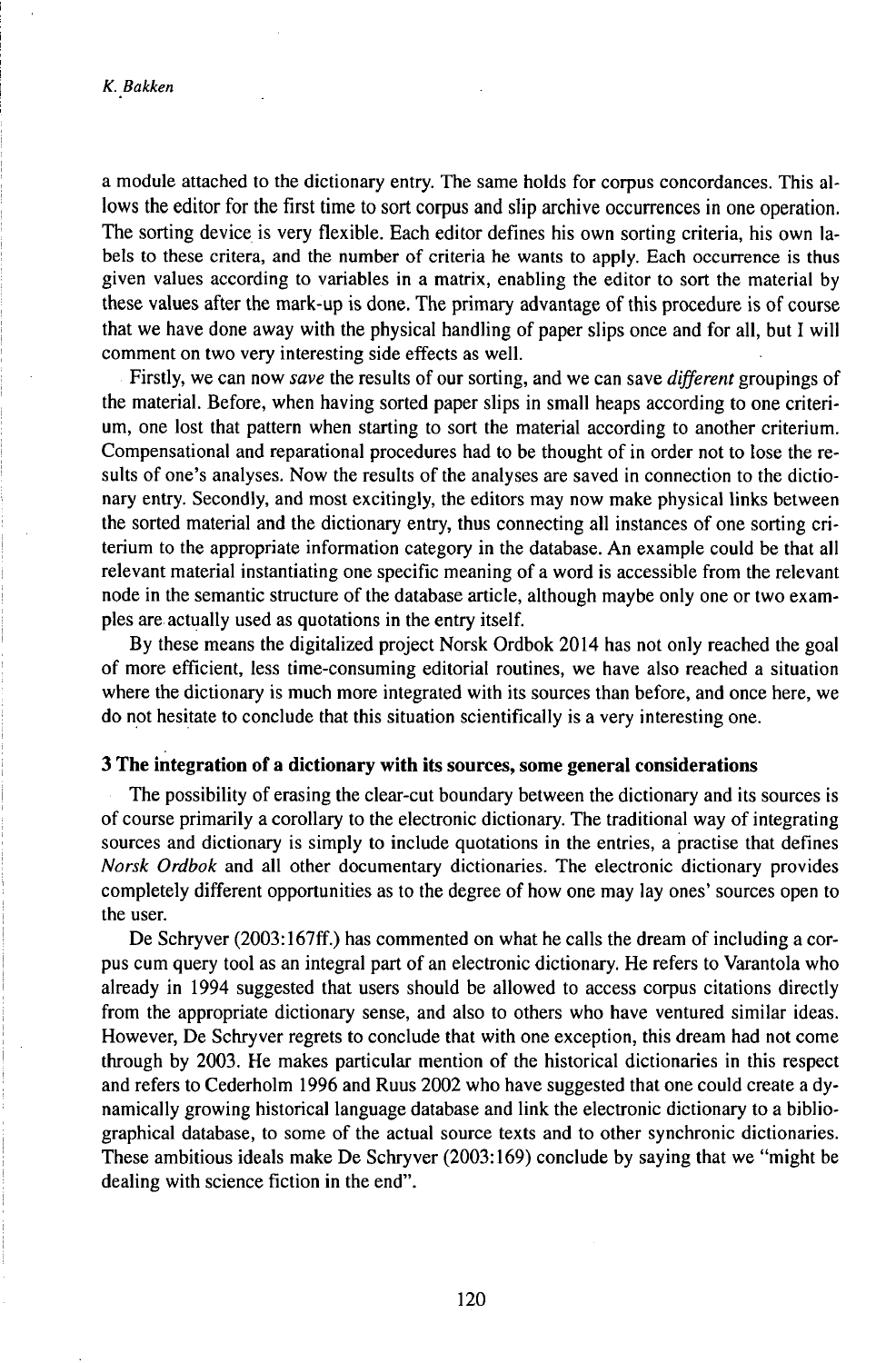a module attached to the dictionary entry. The same holds for corpus concordances. This allows the editor for the first time to sort corpus and slip archive occurrences in one operation. The sorting device is very flexible. Each editor defines his own sorting criteria, his own labels to these critera, and the number of criteria he wants to apply. Each occurrence is thus given values according to variables in a matrix, enabling the editor to sort the material by these values after the mark-up is done. The primary advantage of this procedure is of course that we have done away with the physical handling of paper slips once and for all, but I will comment on two very interesting side effects as well.

Firstly, we can now *save* the results of our sorting, and we can save *different* groupings of the material. Before, when having sorted paper slips in small heaps according to one criterium, one lost that pattern when starting to sort the material according to another criterium. Compensational and reparational procedures had to be thought of in order not to lose the results of one's analyses. Now the results of the analyses are saved in connection to the dictionary entry. Secondly, and most excitingly, the editors may now make physical links between the sorted material and the dictionary entry, thus connecting all instances of one sorting criterium to the appropriate information category in the database. An example could be that all relevant material instantiating one specific meaning of a word is accessible from the relevant node in the semantic structure of the database article, although maybe only one or two examples are actually used as quotations in the entry itself.

By these means the digitalized project Norsk Ordbok 2014 has not only reached the goal of more efficient, less time-consuming editorial routines, we have also reached a situation where the dictionary is much more integrated with its sources than before, and once here, we do not hesitate to conclude that this situation scientifically is a very interesting one.

## 3 The integration of a dictionary with its sources, some general considerations

The possibility of erasing the clear-cut boundary between the dictionary and its sources is of course primarily a corollary to the electronic dictionary. The traditional way of integrating sources and dictionary is simply to include quotations in the entries, a practise that defines *Norsk Ordbok* and all other documentary dictionaries. The electronic dictionary provides completely different opportunities as to the degree of how one may lay ones' sources open to the user.

De Schryver (2003:167ff.) has commented on what he calls the dream of including a corpus cum query tool as an integral part of an electronic dictionary. He refers to Varantola who already in 1994 suggested that users should be allowed to access corpus citations directly from the appropriate dictionary sense, and also to others who have ventured similar ideas. However, De Schryver regrets to conclude that with one exception, this dream had not come through by 2003. He makes particular mention of the historical dictionaries in this respect and refers to Cederholm 1996 and Ruus 2002 who have suggested that one could create a dynamically growing historical language database and link the electronic dictionary to a bibliographical database, to some of the actual source texts and to other synchronic dictionaries. These ambitious ideals make De Schryver (2003:169) conclude by saying that we "might be dealing with science fiction in the end".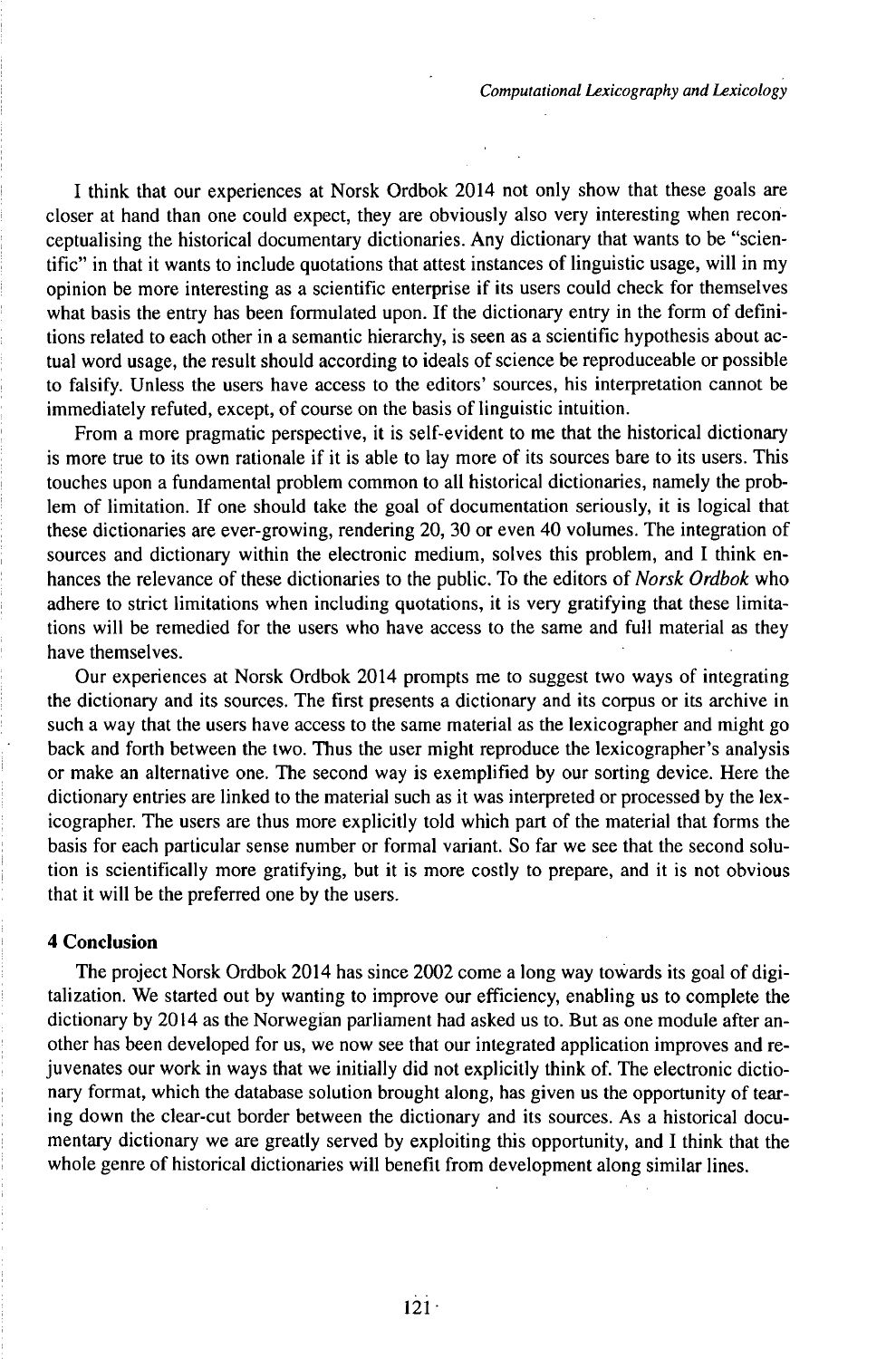I think that our experiences at Norsk Ordbok 2014 not only show that these goals are closer at hand than one could expect, they are obviously also very interesting when reconceptualising the historical documentary dictionaries. Any dictionary that wants to be "scientific" in that it wants to include quotations that attest instances of linguistic usage, will in my opinion be more interesting as a scientific enterprise if its users could check for themselves what basis the entry has been formulated upon. If the dictionary entry in the form of definitions related to each other in a semantic hierarchy, is seen as a scientific hypothesis about actual word usage, the result should according to ideals of science be reproduceable or possible to falsify. Unless the users have access to the editors' sources, his interpretation cannot be immediately refuted, except, of course on the basis of linguistic intuition.

From a more pragmatic perspective, it is self-evident to me that the historical dictionary is more true to its own rationale if it is able to lay more of its sources bare to its users. This touches upon a fundamental problem common to all historical dictionaries, namely the problem of limitation. If one should take the goal of documentation seriously, it is logical that these dictionaries are ever-growing, rendering 20, 30 or even 40 volumes. The integration of sources and dictionary within the electronic medium, solves this problem, and I think enhances the relevance of these dictionaries to the public. To the editors of *Norsk Ordbok* who adhere to strict limitations when including quotations, it is very gratifying that these limitations will be remedied for the users who have access to the same and full material as they have themselves.

Our experiences at Norsk Ordbok 2014 prompts me to suggest two ways of integrating the dictionary and its sources. The first presents a dictionary and its corpus or its archive in such a way that the users have access to the same material as the lexicographer and might go back and forth between the two. Thus the user might reproduce the lexicographer's analysis or make an alternative one. The second way is exemplified by our sorting device. Here the dictionary entries are linked to the material such as it was interpreted or processed by the lexicographer. The users are thus more explicitly told which part of the material that forms the basis for each particular sense number or formal variant. So far we see that the second solution is scientifically more gratifying, but it is more costly to prepare, and it is not obvious that it will be the preferred one by the users.

## 4 Conclusion

The project Norsk Ordbok 2014 has since 2002 come a long way towards its goal of digitalization. We started out by wanting to improve our efficiency, enabling us to complete the dictionary by 2014 as the Norwegian parliament had asked us to. But as one module after another has been developed for us, we now see that our integrated application improves and rejuvenates our work in ways that we initially did not explicitly think of. The electronic dictionary format, which the database solution brought along, has given us the opportunity of tearing down the clear-cut border between the dictionary and its sources. As a historical documentary dictionary we are greatly served by exploiting this opportunity, and I think that the whole genre of historical dictionaries will benefit from development along similar lines.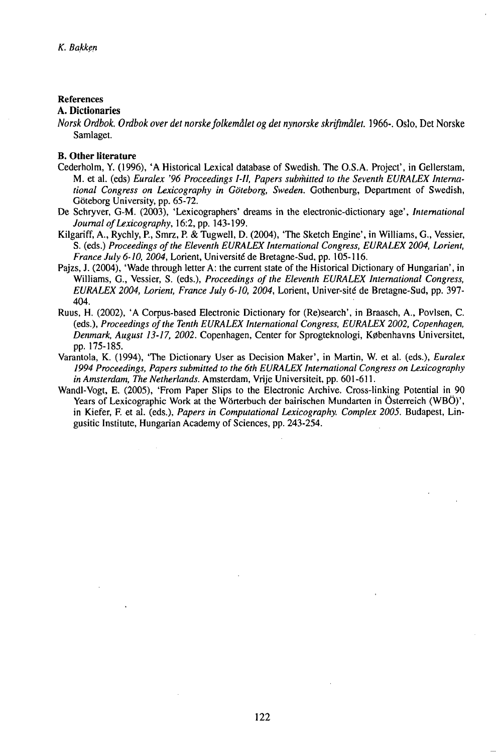## References

### A. Dictionaries

*Norsk Ordbok. Ordbok over det norske folkemålet og det nynorske skriftmålet.* 1966-. Oslo, Det Norske Samlaget.

### B. Other literature

Cederholm, Y. (1996), 'A Historical Lexical database of Swedish. The O.S.A. Project', in Gellerstam, M. et al. (eds) *Euralex '96 Proceedings I-II, Papers submitted to the Seventh EURALEX International Congress on Lexicography in Göteborg, Sweden.* Gothenburg, Department of Swedish, Göteborg University, pp. 65-72.

De Schryver, G-M. (2003), 'Lexicographers' dreams in the electronic-dictionary age', *International Journal of Lexicography*, 16:2, pp. 143-199.

Kilgariff, A., Rychly, P., Smrz, P. & Tugwell, D. (2004), 'The Sketch Engine', in Williams, G., Vessier, S. (eds.) *Proceedings of the Eleventh EURALEX International Congress, EURALEX 2004, Lorient, France July 6-10, 2004*, Lorient, Université de Bretagne-Sud, pp. 105-116.

Pajzs, J. (2004), 'Wade through letter A: the current state of the Historical Dictionary of Hungarian', in Williams, G., Vessier, S. (eds.), *Proceedings of the Eleventh EURALEX International Congress, EURALEX 2004, Lorient, France July 6-10, 2004*, Lorient, Univer-sité de Bretagne-Sud, pp. 397-404.

Ruus, H. (2002), 'A Corpus-based Electronic Dictionary for (Re)search', in Braasch, A., Povlsen, C. (eds.), *Proceedings of the Tenth EURALEX International Congress, EURALEX 2002, Copenhagen, Denmark, August 13-17, 2002*. Copenhagen, Center for Sprogteknologi, Københavns Universitet, pp. 175-185.

Varantola, K. (1994), 'The Dictionary User as Decision Maker', in Martin, W. et al. (eds.), *Euralex 1994 Proceedings, Papers submitted to the 6th EURALEX International Congress on Lexicography in Amsterdam, The Netherlands.* Amsterdam, Vrije Universiteit, pp. 601-611.

Wandl-Vogt, E. (2005), 'From Paper Slips to the Electronic Archive. Cross-linking Potential in 90 Years of Lexicographic Work at the Wörterbuch der bairischen Mundarten in Österreich (WBÖ)', in Kiefer, F. et al. (eds.), *Papers in Computational Lexicography. Complex 2005.* Budapest, Lingusitic Institute, Hungarian Academy of Sciences, pp. 243-254.